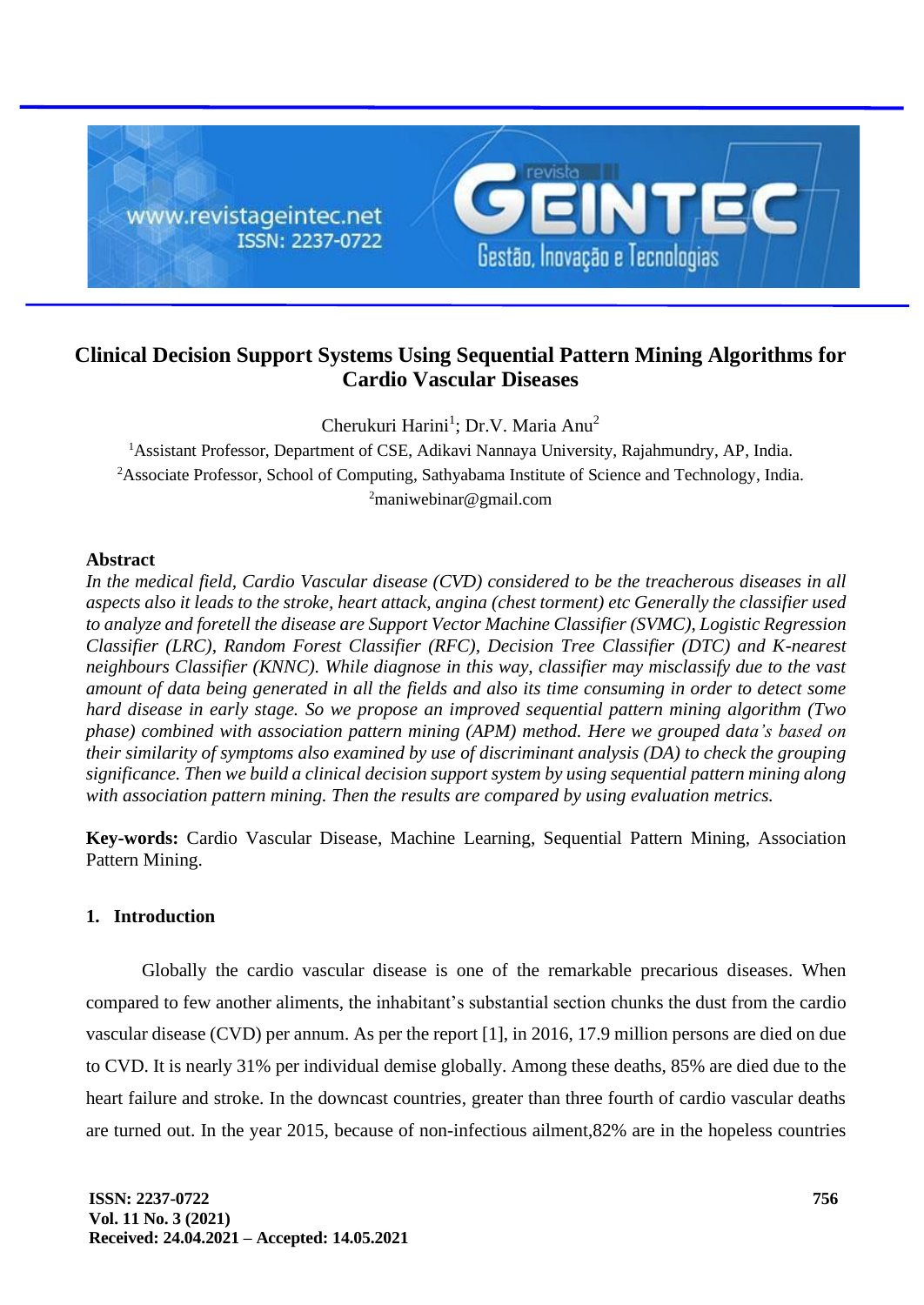# Clinical Decision Support Systems Using Sequential Pattern Mining Algorithms for Cardio Vascular Diseases

Cherukuri Harini[1]; Dr.V. Maria Anu[2]

[1]Assistant Professor, Department of CSE, Adikavi Nannaya University, Rajahmundry, AP, India.

[2]Associate Professor, School of Computing, Sathyabama Institute of Science and Technology, India.

[2]maniwebinar@gmail.com

## Abstract

*In the medical field, Cardio Vascular disease (CVD) considered to be the treacherous diseases in all aspects also it leads to the stroke, heart attack, angina (chest torment) etc Generally the classifier used to analyze and foretell the disease are Support Vector Machine Classifier (SVMC), Logistic Regression Classifier (LRC), Random Forest Classifier (RFC), Decision Tree Classifier (DTC) and K-nearest neighbours Classifier (KNNC). While diagnose in this way, classifier may misclassify due to the vast amount of data being generated in all the fields and also its time consuming in order to detect some hard disease in early stage. So we propose an improved sequential pattern mining algorithm (Two phase) combined with association pattern mining (APM) method. Here we grouped data's based on their similarity of symptoms also examined by use of discriminant analysis (DA) to check the grouping significance. Then we build a clinical decision support system by using sequential pattern mining along with association pattern mining. Then the results are compared by using evaluation metrics.*

**Key-words:** Cardio Vascular Disease, Machine Learning, Sequential Pattern Mining, Association Pattern Mining.

## 1. Introduction

Globally the cardio vascular disease is one of the remarkable precarious diseases. When compared to few another aliments, the inhabitant's substantial section chunks the dust from the cardio vascular disease (CVD) per annum. As per the report [1], in 2016, 17.9 million persons are died on due to CVD. It is nearly 31% per individual demise globally. Among these deaths, 85% are died due to the heart failure and stroke. In the downcast countries, greater than three fourth of cardio vascular deaths are turned out. In the year 2015, because of non-infectious ailment,82% are in the hopeless countries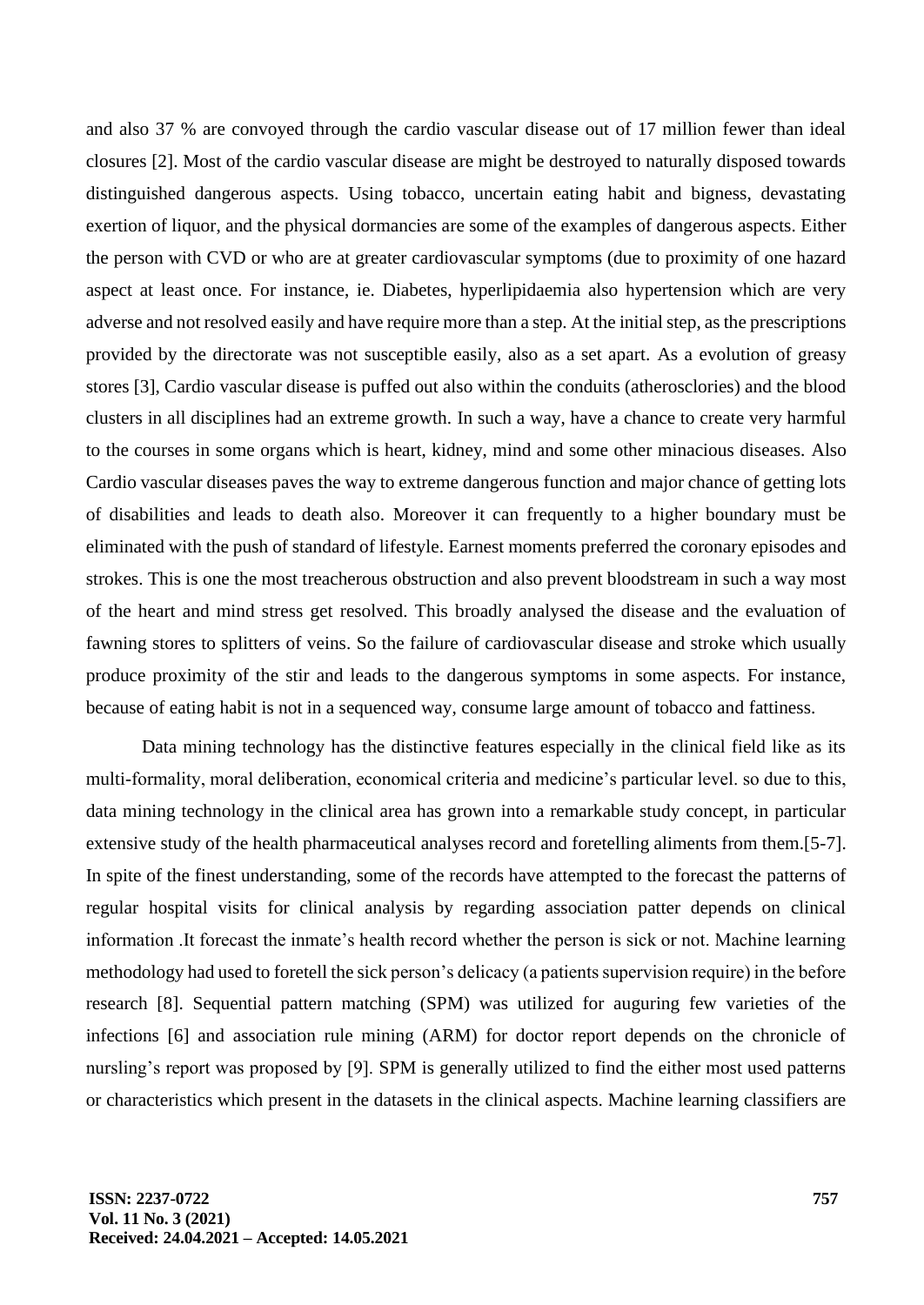and also 37 % are convoyed through the cardio vascular disease out of 17 million fewer than ideal closures [2]. Most of the cardio vascular disease are might be destroyed to naturally disposed towards distinguished dangerous aspects. Using tobacco, uncertain eating habit and bigness, devastating exertion of liquor, and the physical dormancies are some of the examples of dangerous aspects. Either the person with CVD or who are at greater cardiovascular symptoms (due to proximity of one hazard aspect at least once. For instance, ie. Diabetes, hyperlipidaemia also hypertension which are very adverse and not resolved easily and have require more than a step. At the initial step, as the prescriptions provided by the directorate was not susceptible easily, also as a set apart. As a evolution of greasy stores [3], Cardio vascular disease is puffed out also within the conduits (atherosclories) and the blood clusters in all disciplines had an extreme growth. In such a way, have a chance to create very harmful to the courses in some organs which is heart, kidney, mind and some other minacious diseases. Also Cardio vascular diseases paves the way to extreme dangerous function and major chance of getting lots of disabilities and leads to death also. Moreover it can frequently to a higher boundary must be eliminated with the push of standard of lifestyle. Earnest moments preferred the coronary episodes and strokes. This is one the most treacherous obstruction and also prevent bloodstream in such a way most of the heart and mind stress get resolved. This broadly analysed the disease and the evaluation of fawning stores to splitters of veins. So the failure of cardiovascular disease and stroke which usually produce proximity of the stir and leads to the dangerous symptoms in some aspects. For instance, because of eating habit is not in a sequenced way, consume large amount of tobacco and fattiness.

Data mining technology has the distinctive features especially in the clinical field like as its multi-formality, moral deliberation, economical criteria and medicine's particular level. so due to this, data mining technology in the clinical area has grown into a remarkable study concept, in particular extensive study of the health pharmaceutical analyses record and foretelling aliments from them.[5-7]. In spite of the finest understanding, some of the records have attempted to the forecast the patterns of regular hospital visits for clinical analysis by regarding association patter depends on clinical information .It forecast the inmate's health record whether the person is sick or not. Machine learning methodology had used to foretell the sick person's delicacy (a patients supervision require) in the before research [8]. Sequential pattern matching (SPM) was utilized for auguring few varieties of the infections [6] and association rule mining (ARM) for doctor report depends on the chronicle of nursling's report was proposed by [9]. SPM is generally utilized to find the either most used patterns or characteristics which present in the datasets in the clinical aspects. Machine learning classifiers are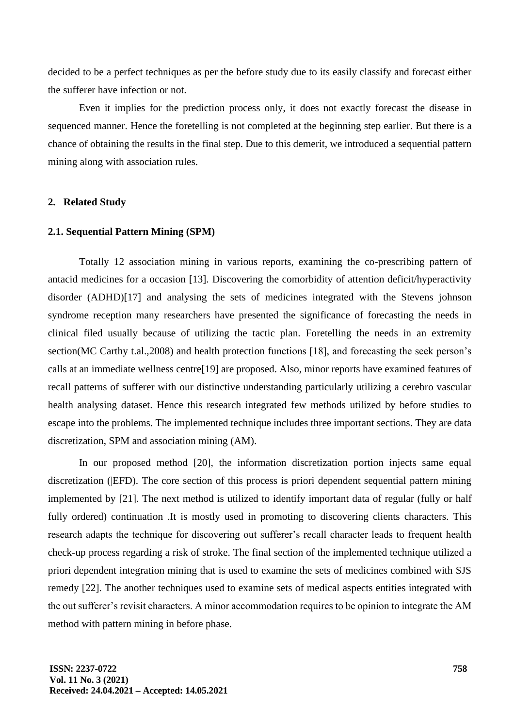decided to be a perfect techniques as per the before study due to its easily classify and forecast either the sufferer have infection or not.

Even it implies for the prediction process only, it does not exactly forecast the disease in sequenced manner. Hence the foretelling is not completed at the beginning step earlier. But there is a chance of obtaining the results in the final step. Due to this demerit, we introduced a sequential pattern mining along with association rules.

## 2. Related Study

### 2.1. Sequential Pattern Mining (SPM)

Totally 12 association mining in various reports, examining the co-prescribing pattern of antacid medicines for a occasion [13]. Discovering the comorbidity of attention deficit/hyperactivity disorder (ADHD)[17] and analysing the sets of medicines integrated with the Stevens johnson syndrome reception many researchers have presented the significance of forecasting the needs in clinical filed usually because of utilizing the tactic plan. Foretelling the needs in an extremity section(MC Carthy t.al.,2008) and health protection functions [18], and forecasting the seek person's calls at an immediate wellness centre[19] are proposed. Also, minor reports have examined features of recall patterns of sufferer with our distinctive understanding particularly utilizing a cerebro vascular health analysing dataset. Hence this research integrated few methods utilized by before studies to escape into the problems. The implemented technique includes three important sections. They are data discretization, SPM and association mining (AM).

In our proposed method [20], the information discretization portion injects same equal discretization (|EFD). The core section of this process is priori dependent sequential pattern mining implemented by [21]. The next method is utilized to identify important data of regular (fully or half fully ordered) continuation .It is mostly used in promoting to discovering clients characters. This research adapts the technique for discovering out sufferer's recall character leads to frequent health check-up process regarding a risk of stroke. The final section of the implemented technique utilized a priori dependent integration mining that is used to examine the sets of medicines combined with SJS remedy [22]. The another techniques used to examine sets of medical aspects entities integrated with the out sufferer's revisit characters. A minor accommodation requires to be opinion to integrate the AM method with pattern mining in before phase.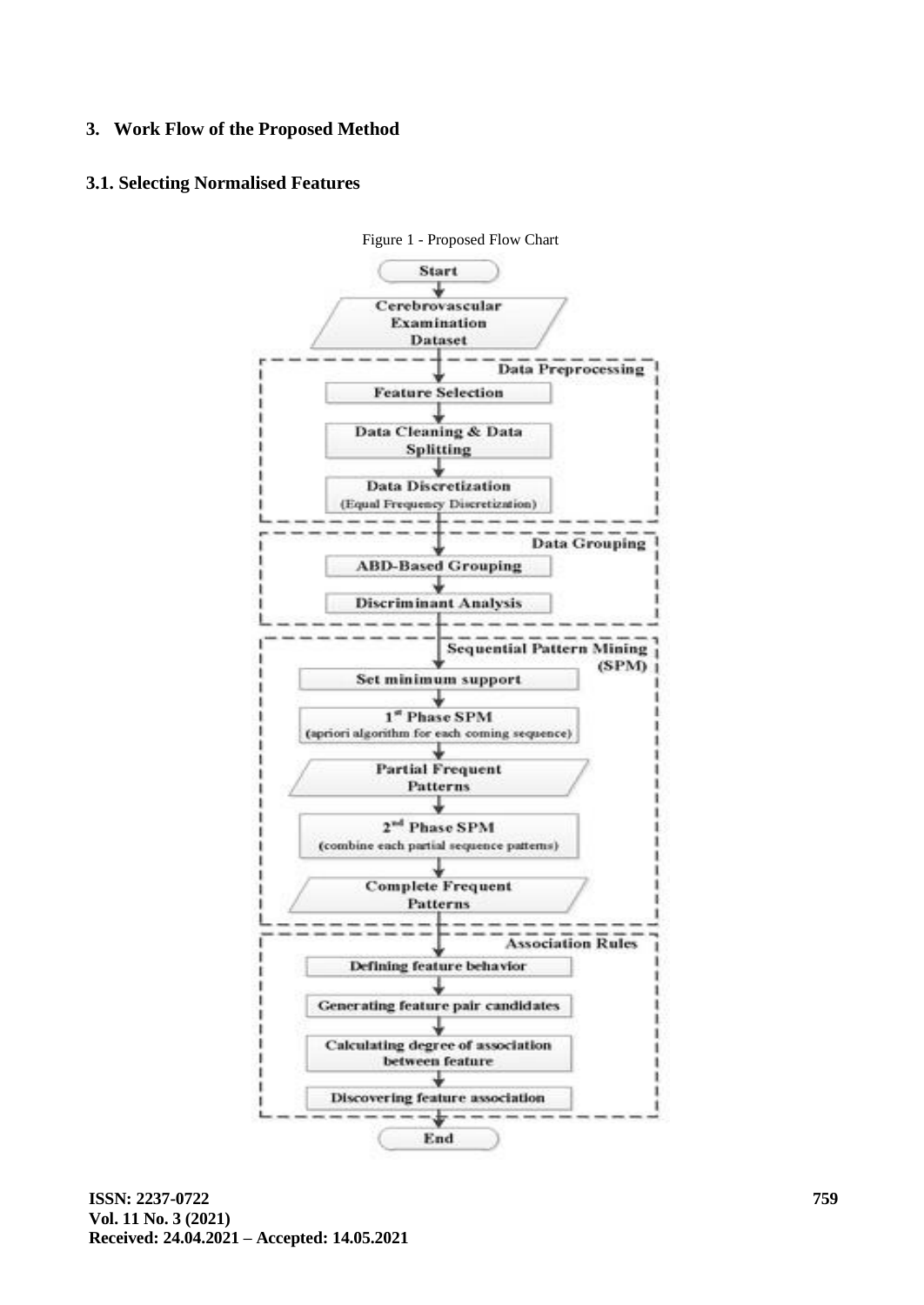## 3. Work Flow of the Proposed Method

### 3.1. Selecting Normalised Features

Figure 1 - Proposed Flow Chart

Start

Cerebrovascular Examination Dataset

Data Preprocessing

Feature Selection

Data Cleaning & Data Splitting

Data Discretization (Equal Frequency Discretization)

Data Grouping

ABD-Based Grouping

Discriminant Analysis

Sequential Pattern Mining (SPM)

Set minimum support

1st Phase SPM (apriori algorithm for each coming sequence)

Partial Frequent Patterns

2nd Phase SPM (combine each partial sequence patterns)

Complete Frequent Patterns

Association Rules

Defining feature behavior

Generating feature pair candidates

Calculating degree of association between feature

Discovering feature association

End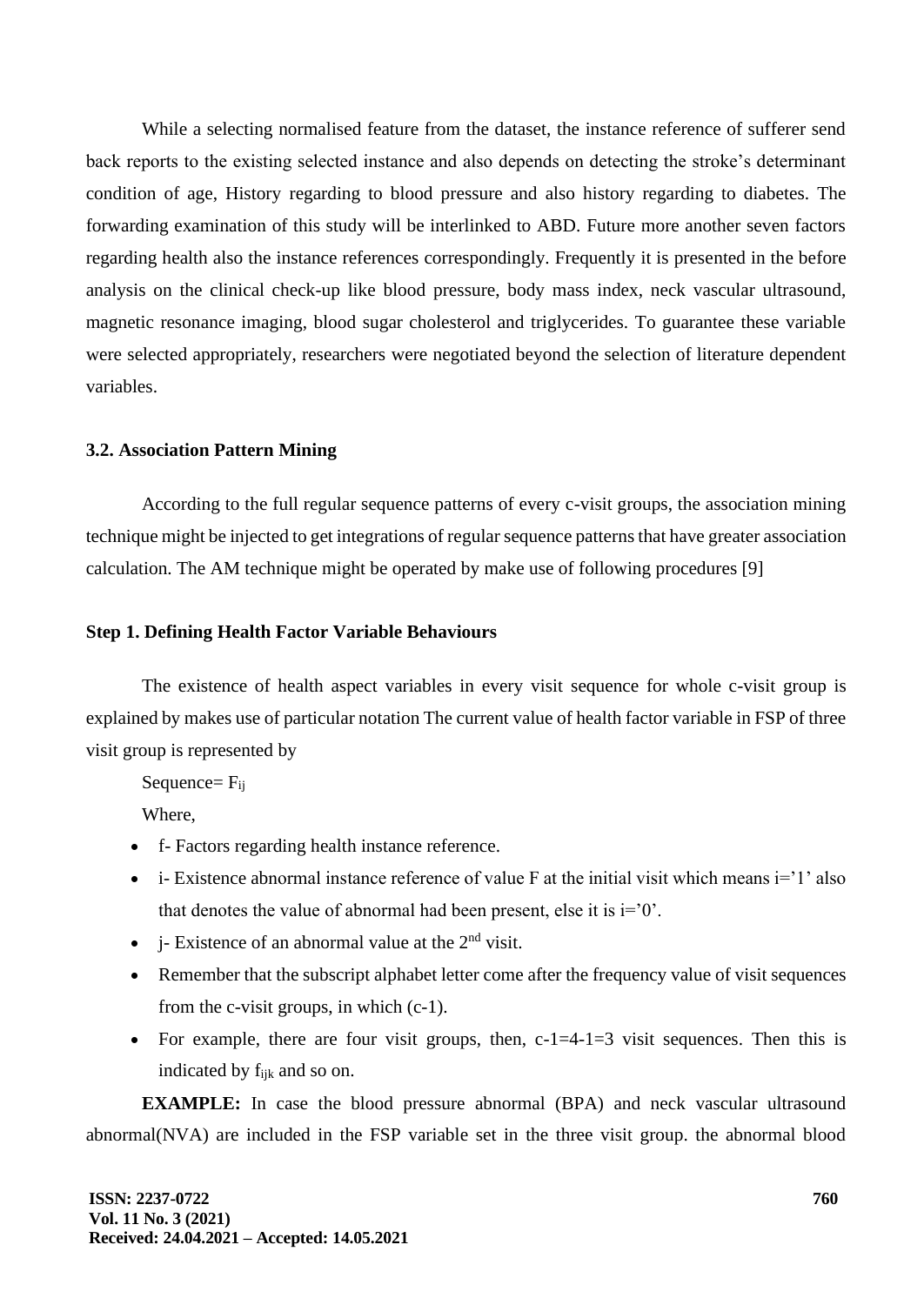While a selecting normalised feature from the dataset, the instance reference of sufferer send back reports to the existing selected instance and also depends on detecting the stroke's determinant condition of age, History regarding to blood pressure and also history regarding to diabetes. The forwarding examination of this study will be interlinked to ABD. Future more another seven factors regarding health also the instance references correspondingly. Frequently it is presented in the before analysis on the clinical check-up like blood pressure, body mass index, neck vascular ultrasound, magnetic resonance imaging, blood sugar cholesterol and triglycerides. To guarantee these variable were selected appropriately, researchers were negotiated beyond the selection of literature dependent variables.

### 3.2. Association Pattern Mining

According to the full regular sequence patterns of every c-visit groups, the association mining technique might be injected to get integrations of regular sequence patterns that have greater association calculation. The AM technique might be operated by make use of following procedures [9]

#### Step 1. Defining Health Factor Variable Behaviours

The existence of health aspect variables in every visit sequence for whole c-visit group is explained by makes use of particular notation The current value of health factor variable in FSP of three visit group is represented by

Sequence= $F_{ij}$

Where,

- f- Factors regarding health instance reference.
- i- Existence abnormal instance reference of value F at the initial visit which means i='1' also that denotes the value of abnormal had been present, else it is i='0'.
- j- Existence of an abnormal value at the 2nd visit.
- Remember that the subscript alphabet letter come after the frequency value of visit sequences from the c-visit groups, in which (c-1).
- For example, there are four visit groups, then, c-1=4-1=3 visit sequences. Then this is indicated by $f_{ijk}$ and so on.

**EXAMPLE:** In case the blood pressure abnormal (BPA) and neck vascular ultrasound abnormal(NVA) are included in the FSP variable set in the three visit group. the abnormal blood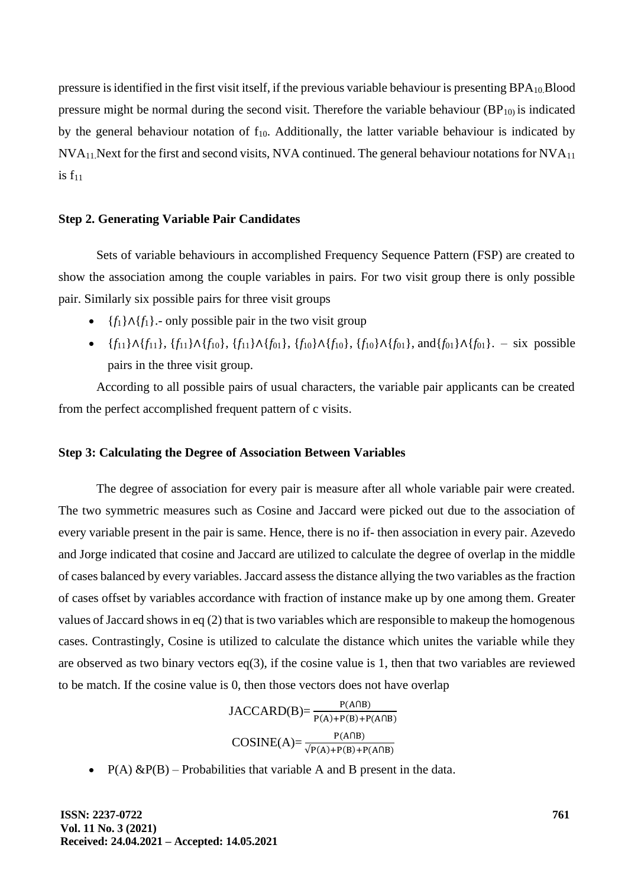pressure is identified in the first visit itself, if the previous variable behaviour is presenting $BPA_{10.}$Blood pressure might be normal during the second visit. Therefore the variable behaviour ($BP_{10)}$ is indicated by the general behaviour notation of $f_{10}$. Additionally, the latter variable behaviour is indicated by $NVA_{11.}$Next for the first and second visits, NVA continued. The general behaviour notations for $NVA_{11}$ is $f_{11}$

### Step 2. Generating Variable Pair Candidates

Sets of variable behaviours in accomplished Frequency Sequence Pattern (FSP) are created to show the association among the couple variables in pairs. For two visit group there is only possible pair. Similarly six possible pairs for three visit groups

- $\{f_1\}\wedge\{f_1\}$.- only possible pair in the two visit group
- $\{f_{11}\}\wedge\{f_{11}\}$, $\{f_{11}\}\wedge\{f_{10}\}$, $\{f_{11}\}\wedge\{f_{01}\}$, $\{f_{10}\}\wedge\{f_{10}\}$, $\{f_{10}\}\wedge\{f_{01}\}$, and$\{f_{01}\}\wedge\{f_{01}\}$. – six possible pairs in the three visit group.

According to all possible pairs of usual characters, the variable pair applicants can be created from the perfect accomplished frequent pattern of c visits.

### Step 3: Calculating the Degree of Association Between Variables

The degree of association for every pair is measure after all whole variable pair were created. The two symmetric measures such as Cosine and Jaccard were picked out due to the association of every variable present in the pair is same. Hence, there is no if- then association in every pair. Azevedo and Jorge indicated that cosine and Jaccard are utilized to calculate the degree of overlap in the middle of cases balanced by every variables. Jaccard assess the distance allying the two variables as the fraction of cases offset by variables accordance with fraction of instance make up by one among them. Greater values of Jaccard shows in eq (2) that is two variables which are responsible to makeup the homogenous cases. Contrastingly, Cosine is utilized to calculate the distance which unites the variable while they are observed as two binary vectors eq(3), if the cosine value is 1, then that two variables are reviewed to be match. If the cosine value is 0, then those vectors does not have overlap

$$\text{JACCARD(B)}=\frac{P(A\cap B)}{P(A)+P(B)+P(A\cap B)}$$

$$\text{COSINE(A)}=\frac{P(A\cap B)}{\sqrt{P(A)+P(B)+P(A\cap B)}}$$

- $P(A)$ &$P(B)$ – Probabilities that variable A and B present in the data.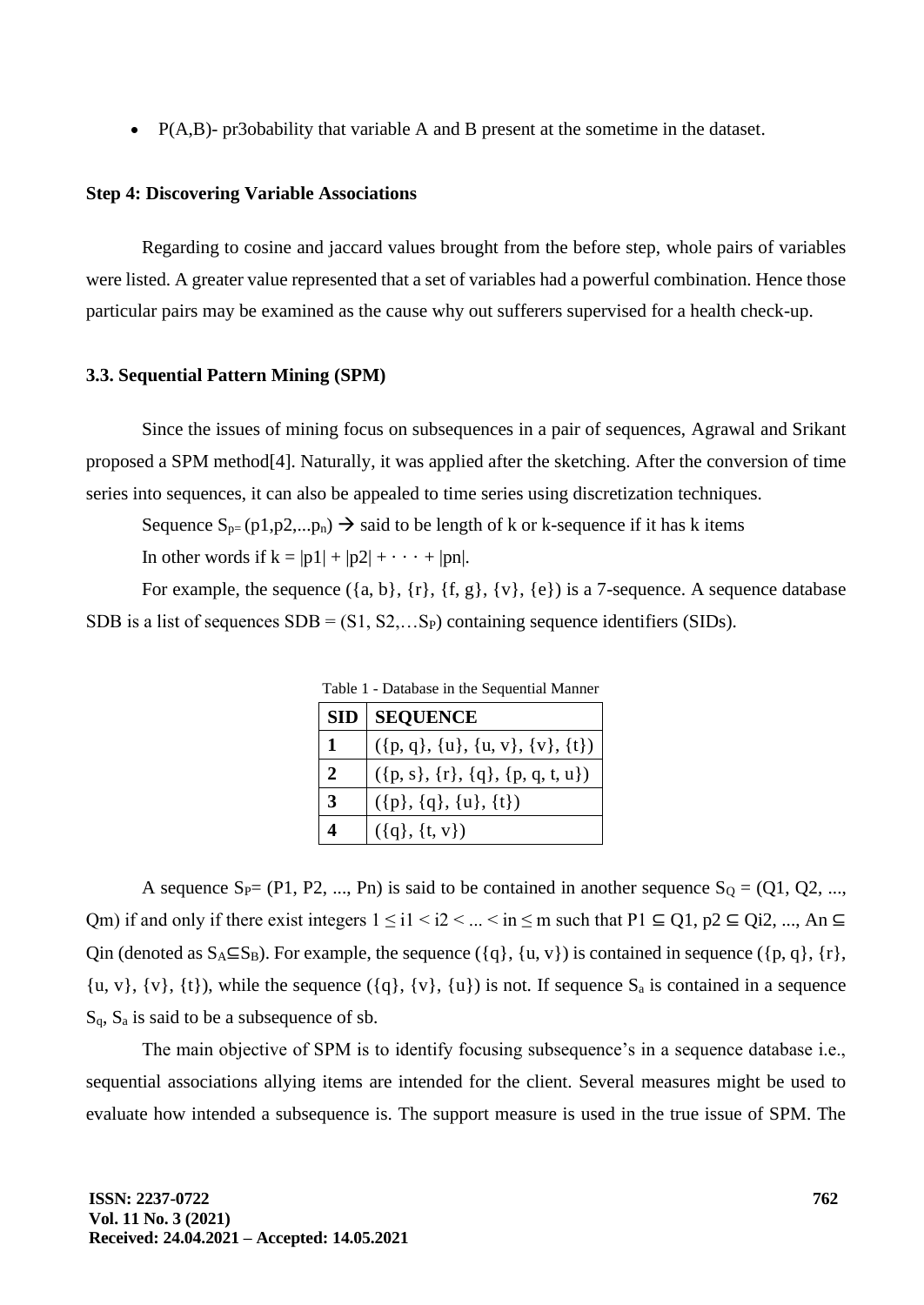- P(A,B)- pr3obability that variable A and B present at the sometime in the dataset.

**Step 4: Discovering Variable Associations**

Regarding to cosine and jaccard values brought from the before step, whole pairs of variables were listed. A greater value represented that a set of variables had a powerful combination. Hence those particular pairs may be examined as the cause why out sufferers supervised for a health check-up.

### 3.3. Sequential Pattern Mining (SPM)

Since the issues of mining focus on subsequences in a pair of sequences, Agrawal and Srikant proposed a SPM method[4]. Naturally, it was applied after the sketching. After the conversion of time series into sequences, it can also be appealed to time series using discretization techniques.

Sequence $S_{p=}(p1,p2,...p_n)$ → said to be length of k or k-sequence if it has k items

In other words if $k = |p1| + |p2| + \cdot \cdot \cdot + |pn|$.

For example, the sequence ({a, b}, {r}, {f, g}, {v}, {e}) is a 7-sequence. A sequence database SDB is a list of sequences SDB = (S1, S2,…$S_P$) containing sequence identifiers (SIDs).

Table 1 - Database in the Sequential Manner

| SID | SEQUENCE |
|---|---|
| 1 | ({p, q}, {u}, {u, v}, {v}, {t}) |
| 2 | ({p, s}, {r}, {q}, {p, q, t, u}) |
| 3 | ({p}, {q}, {u}, {t}) |
| 4 | ({q}, {t, v}) |

A sequence $S_P$= (P1, P2, ..., Pn) is said to be contained in another sequence $S_Q$ = (Q1, Q2, ..., Qm) if and only if there exist integers $1 \leq i1 < i2 < ... < in \leq m$ such that $P1 \subseteq Q1$, $p2 \subseteq Qi2$, ..., $An \subseteq Qin$ (denoted as $S_A \subseteq S_B$). For example, the sequence ({q}, {u, v}) is contained in sequence ({p, q}, {r}, {u, v}, {v}, {t}), while the sequence ({q}, {v}, {u}) is not. If sequence $S_a$ is contained in a sequence $S_q$, $S_a$ is said to be a subsequence of sb.

The main objective of SPM is to identify focusing subsequence's in a sequence database i.e., sequential associations allying items are intended for the client. Several measures might be used to evaluate how intended a subsequence is. The support measure is used in the true issue of SPM. The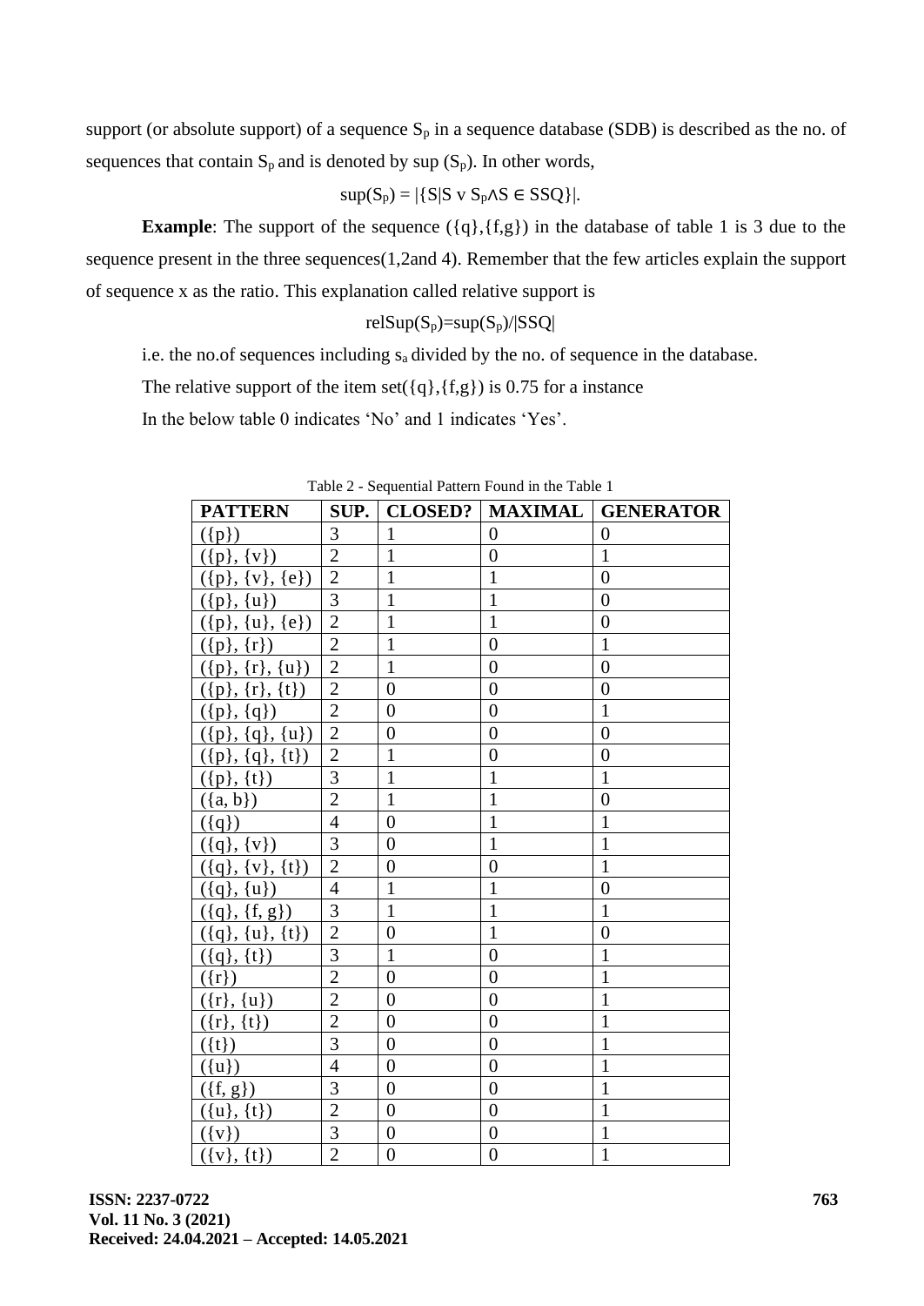support (or absolute support) of a sequence $S_p$ in a sequence database (SDB) is described as the no. of sequences that contain $S_p$ and is denoted by sup ($S_p$). In other words,

$$\sup(S_p) = |\{S|S \text{ v } S_p \wedge S \in SSQ\}|.$$

**Example**: The support of the sequence ({q},{f,g}) in the database of table 1 is 3 due to the sequence present in the three sequences(1,2and 4). Remember that the few articles explain the support of sequence x as the ratio. This explanation called relative support is

$$\text{relSup}(S_p)=\sup(S_p)/|SSQ|$$

i.e. the no.of sequences including $s_a$ divided by the no. of sequence in the database.

The relative support of the item set({q},{f,g}) is 0.75 for a instance

In the below table 0 indicates 'No' and 1 indicates 'Yes'.

Table 2 - Sequential Pattern Found in the Table 1

| PATTERN | SUP. | CLOSED? | MAXIMAL | GENERATOR |
|---|---|---|---|---|
| ({p}) | 3 | 1 | 0 | 0 |
| ({p}, {v}) | 2 | 1 | 0 | 1 |
| ({p}, {v}, {e}) | 2 | 1 | 1 | 0 |
| ({p}, {u}) | 3 | 1 | 1 | 0 |
| ({p}, {u}, {e}) | 2 | 1 | 1 | 0 |
| ({p}, {r}) | 2 | 1 | 0 | 1 |
| ({p}, {r}, {u}) | 2 | 1 | 0 | 0 |
| ({p}, {r}, {t}) | 2 | 0 | 0 | 0 |
| ({p}, {q}) | 2 | 0 | 0 | 1 |
| ({p}, {q}, {u}) | 2 | 0 | 0 | 0 |
| ({p}, {q}, {t}) | 2 | 1 | 0 | 0 |
| ({p}, {t}) | 3 | 1 | 1 | 1 |
| ({a, b}) | 2 | 1 | 1 | 0 |
| ({q}) | 4 | 0 | 1 | 1 |
| ({q}, {v}) | 3 | 0 | 1 | 1 |
| ({q}, {v}, {t}) | 2 | 0 | 0 | 1 |
| ({q}, {u}) | 4 | 1 | 1 | 0 |
| ({q}, {f, g}) | 3 | 1 | 1 | 1 |
| ({q}, {u}, {t}) | 2 | 0 | 1 | 0 |
| ({q}, {t}) | 3 | 1 | 0 | 1 |
| ({r}) | 2 | 0 | 0 | 1 |
| ({r}, {u}) | 2 | 0 | 0 | 1 |
| ({r}, {t}) | 2 | 0 | 0 | 1 |
| ({t}) | 3 | 0 | 0 | 1 |
| ({u}) | 4 | 0 | 0 | 1 |
| ({f, g}) | 3 | 0 | 0 | 1 |
| ({u}, {t}) | 2 | 0 | 0 | 1 |
| ({v}) | 3 | 0 | 0 | 1 |
| ({v}, {t}) | 2 | 0 | 0 | 1 |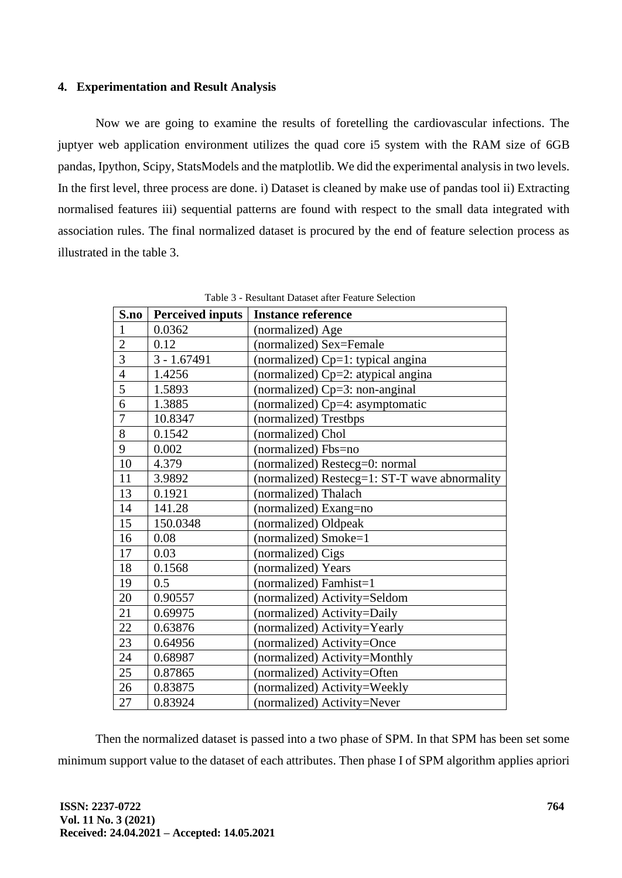### 4. Experimentation and Result Analysis

Now we are going to examine the results of foretelling the cardiovascular infections. The juptyer web application environment utilizes the quad core i5 system with the RAM size of 6GB pandas, Ipython, Scipy, StatsModels and the matplotlib. We did the experimental analysis in two levels. In the first level, three process are done. i) Dataset is cleaned by make use of pandas tool ii) Extracting normalised features iii) sequential patterns are found with respect to the small data integrated with association rules. The final normalized dataset is procured by the end of feature selection process as illustrated in the table 3.

Table 3 - Resultant Dataset after Feature Selection

| S.no | Perceived inputs | Instance reference |
|---|---|---|
| 1 | 0.0362 | (normalized) Age |
| 2 | 0.12 | (normalized) Sex=Female |
| 3 | 3 - 1.67491 | (normalized) Cp=1: typical angina |
| 4 | 1.4256 | (normalized) Cp=2: atypical angina |
| 5 | 1.5893 | (normalized) Cp=3: non-anginal |
| 6 | 1.3885 | (normalized) Cp=4: asymptomatic |
| 7 | 10.8347 | (normalized) Trestbps |
| 8 | 0.1542 | (normalized) Chol |
| 9 | 0.002 | (normalized) Fbs=no |
| 10 | 4.379 | (normalized) Restecg=0: normal |
| 11 | 3.9892 | (normalized) Restecg=1: ST-T wave abnormality |
| 13 | 0.1921 | (normalized) Thalach |
| 14 | 141.28 | (normalized) Exang=no |
| 15 | 150.0348 | (normalized) Oldpeak |
| 16 | 0.08 | (normalized) Smoke=1 |
| 17 | 0.03 | (normalized) Cigs |
| 18 | 0.1568 | (normalized) Years |
| 19 | 0.5 | (normalized) Famhist=1 |
| 20 | 0.90557 | (normalized) Activity=Seldom |
| 21 | 0.69975 | (normalized) Activity=Daily |
| 22 | 0.63876 | (normalized) Activity=Yearly |
| 23 | 0.64956 | (normalized) Activity=Once |
| 24 | 0.68987 | (normalized) Activity=Monthly |
| 25 | 0.87865 | (normalized) Activity=Often |
| 26 | 0.83875 | (normalized) Activity=Weekly |
| 27 | 0.83924 | (normalized) Activity=Never |

Then the normalized dataset is passed into a two phase of SPM. In that SPM has been set some minimum support value to the dataset of each attributes. Then phase I of SPM algorithm applies apriori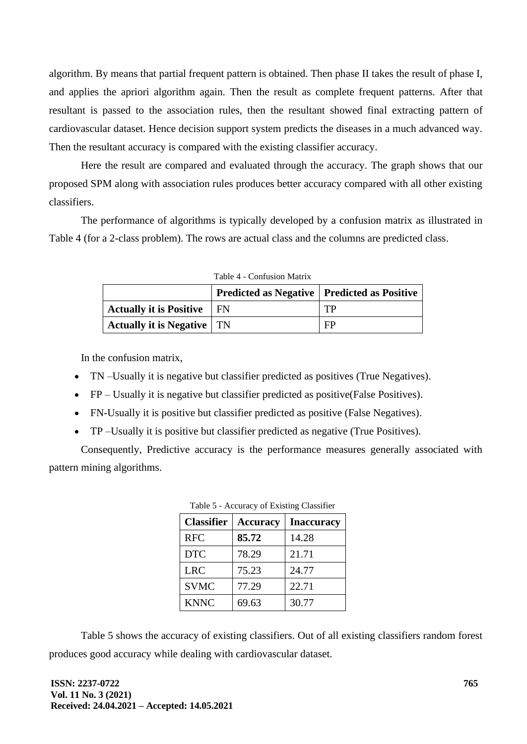algorithm. By means that partial frequent pattern is obtained. Then phase II takes the result of phase I, and applies the apriori algorithm again. Then the result as complete frequent patterns. After that resultant is passed to the association rules, then the resultant showed final extracting pattern of cardiovascular dataset. Hence decision support system predicts the diseases in a much advanced way. Then the resultant accuracy is compared with the existing classifier accuracy.

Here the result are compared and evaluated through the accuracy. The graph shows that our proposed SPM along with association rules produces better accuracy compared with all other existing classifiers.

The performance of algorithms is typically developed by a confusion matrix as illustrated in Table 4 (for a 2-class problem). The rows are actual class and the columns are predicted class.

Table 4 - Confusion Matrix

| | **Predicted as Negative** | **Predicted as Positive** |
|---|---|---|
| **Actually it is Positive** | FN | TP |
| **Actually it is Negative** | TN | FP |

In the confusion matrix,

- TN –Usually it is negative but classifier predicted as positives (True Negatives).
- FP – Usually it is negative but classifier predicted as positive(False Positives).
- FN-Usually it is positive but classifier predicted as positive (False Negatives).
- TP –Usually it is positive but classifier predicted as negative (True Positives).

Consequently, Predictive accuracy is the performance measures generally associated with pattern mining algorithms.

Table 5 - Accuracy of Existing Classifier

| **Classifier** | **Accuracy** | **Inaccuracy** |
|---|---|---|
| RFC | **85.72** | 14.28 |
| DTC | 78.29 | 21.71 |
| LRC | 75.23 | 24.77 |
| SVMC | 77.29 | 22.71 |
| KNNC | 69.63 | 30.77 |

Table 5 shows the accuracy of existing classifiers. Out of all existing classifiers random forest produces good accuracy while dealing with cardiovascular dataset.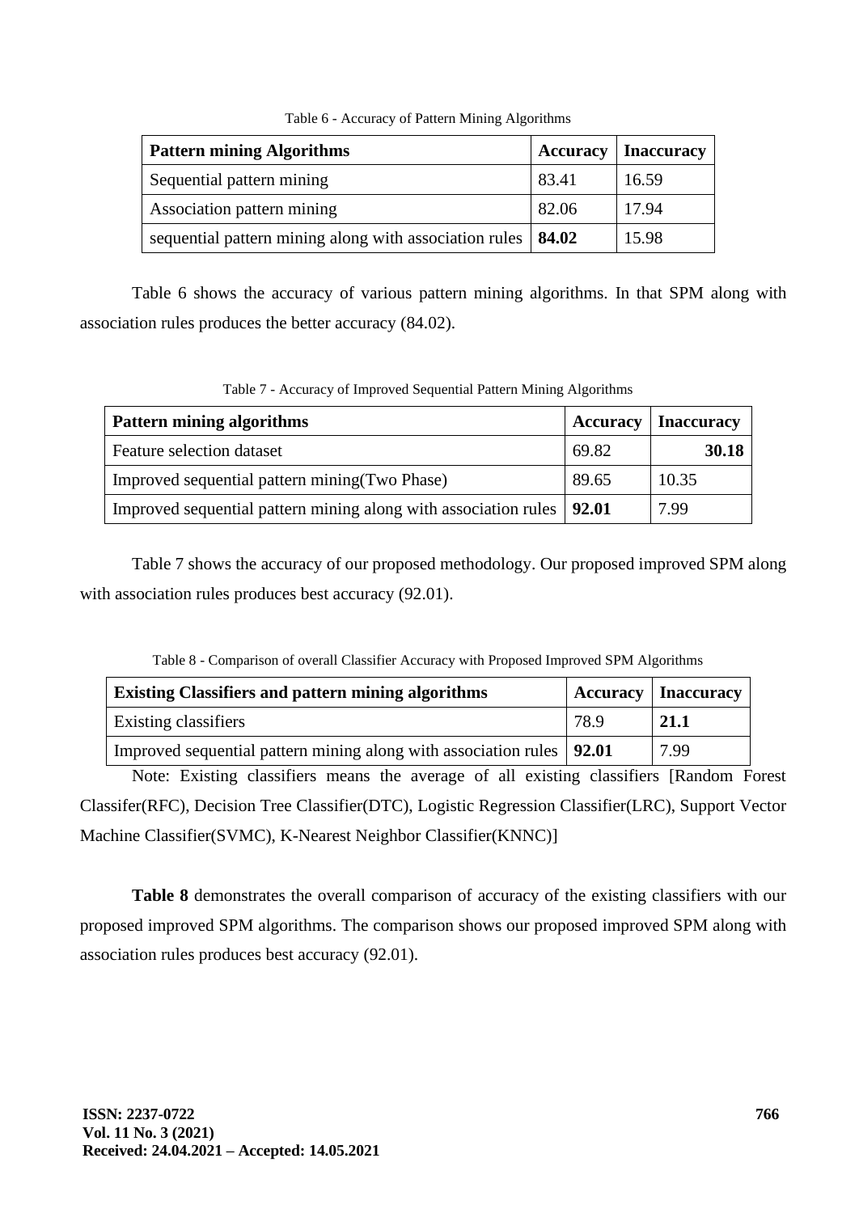Table 6 - Accuracy of Pattern Mining Algorithms

| **Pattern mining Algorithms** | **Accuracy** | **Inaccuracy** |
|---|---|---|
| Sequential pattern mining | 83.41 | 16.59 |
| Association pattern mining | 82.06 | 17.94 |
| sequential pattern mining along with association rules | **84.02** | 15.98 |

Table 6 shows the accuracy of various pattern mining algorithms. In that SPM along with association rules produces the better accuracy (84.02).

Table 7 - Accuracy of Improved Sequential Pattern Mining Algorithms

| **Pattern mining algorithms** | **Accuracy** | **Inaccuracy** |
|---|---|---|
| Feature selection dataset | 69.82 | **30.18** |
| Improved sequential pattern mining(Two Phase) | 89.65 | 10.35 |
| Improved sequential pattern mining along with association rules | **92.01** | 7.99 |

Table 7 shows the accuracy of our proposed methodology. Our proposed improved SPM along with association rules produces best accuracy (92.01).

Table 8 - Comparison of overall Classifier Accuracy with Proposed Improved SPM Algorithms

| **Existing Classifiers and pattern mining algorithms** | **Accuracy** | **Inaccuracy** |
|---|---|---|
| Existing classifiers | 78.9 | **21.1** |
| Improved sequential pattern mining along with association rules | **92.01** | 7.99 |

Note: Existing classifiers means the average of all existing classifiers [Random Forest Classifer(RFC), Decision Tree Classifier(DTC), Logistic Regression Classifier(LRC), Support Vector Machine Classifier(SVMC), K-Nearest Neighbor Classifier(KNNC)]

**Table 8** demonstrates the overall comparison of accuracy of the existing classifiers with our proposed improved SPM algorithms. The comparison shows our proposed improved SPM along with association rules produces best accuracy (92.01).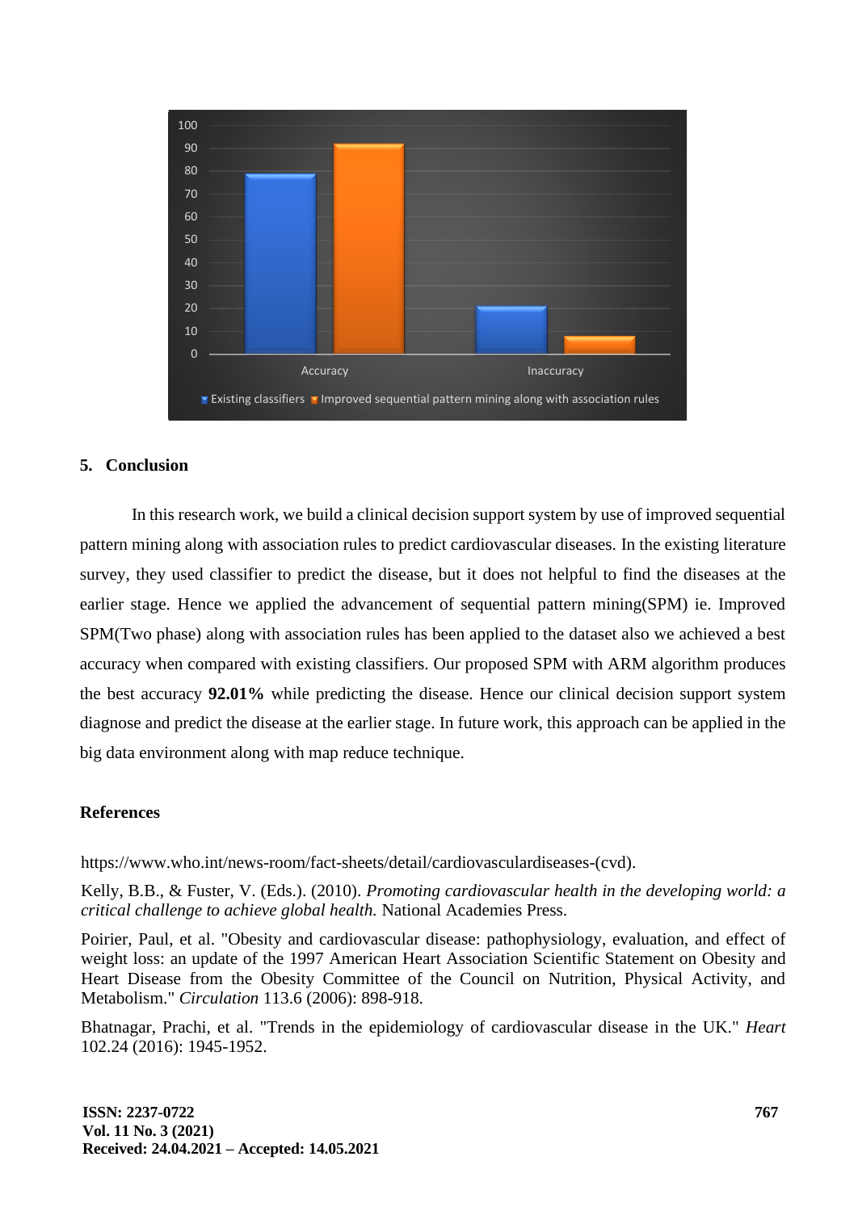## 5. Conclusion

In this research work, we build a clinical decision support system by use of improved sequential pattern mining along with association rules to predict cardiovascular diseases. In the existing literature survey, they used classifier to predict the disease, but it does not helpful to find the diseases at the earlier stage. Hence we applied the advancement of sequential pattern mining(SPM) ie. Improved SPM(Two phase) along with association rules has been applied to the dataset also we achieved a best accuracy when compared with existing classifiers. Our proposed SPM with ARM algorithm produces the best accuracy **92.01%** while predicting the disease. Hence our clinical decision support system diagnose and predict the disease at the earlier stage. In future work, this approach can be applied in the big data environment along with map reduce technique.

## References

https://www.who.int/news-room/fact-sheets/detail/cardiovasculardiseases-(cvd).

Kelly, B.B., & Fuster, V. (Eds.). (2010). *Promoting cardiovascular health in the developing world: a critical challenge to achieve global health.* National Academies Press.

Poirier, Paul, et al. "Obesity and cardiovascular disease: pathophysiology, evaluation, and effect of weight loss: an update of the 1997 American Heart Association Scientific Statement on Obesity and Heart Disease from the Obesity Committee of the Council on Nutrition, Physical Activity, and Metabolism." *Circulation* 113.6 (2006): 898-918.

Bhatnagar, Prachi, et al. "Trends in the epidemiology of cardiovascular disease in the UK." *Heart* 102.24 (2016): 1945-1952.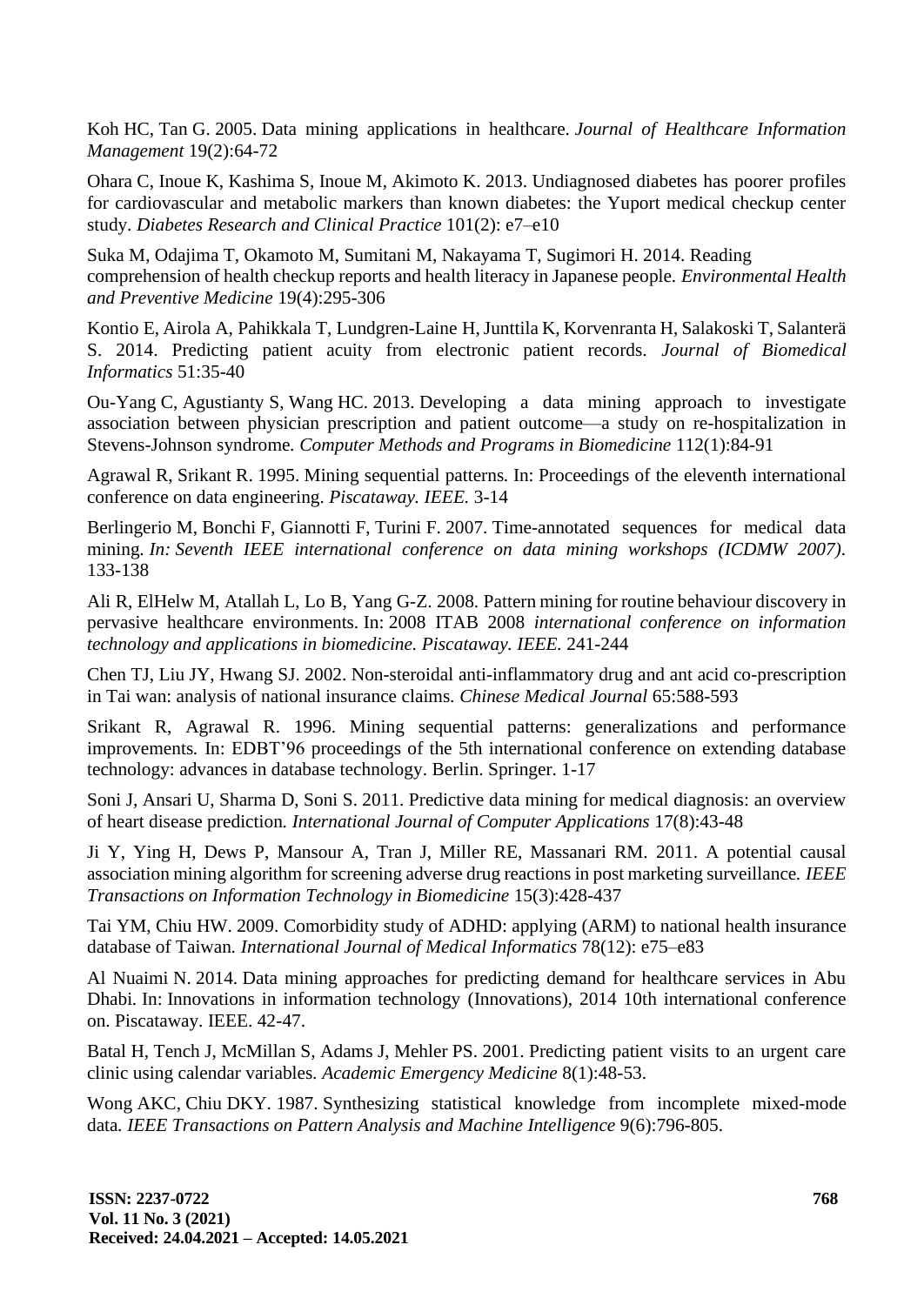Koh HC, Tan G. 2005. Data mining applications in healthcare. *Journal of Healthcare Information Management* 19(2):64-72

Ohara C, Inoue K, Kashima S, Inoue M, Akimoto K. 2013. Undiagnosed diabetes has poorer profiles for cardiovascular and metabolic markers than known diabetes: the Yuport medical checkup center study. *Diabetes Research and Clinical Practice* 101(2): e7–e10

Suka M, Odajima T, Okamoto M, Sumitani M, Nakayama T, Sugimori H. 2014. Reading comprehension of health checkup reports and health literacy in Japanese people. *Environmental Health and Preventive Medicine* 19(4):295-306

Kontio E, Airola A, Pahikkala T, Lundgren-Laine H, Junttila K, Korvenranta H, Salakoski T, Salanterä S. 2014. Predicting patient acuity from electronic patient records. *Journal of Biomedical Informatics* 51:35-40

Ou-Yang C, Agustianty S, Wang HC. 2013. Developing a data mining approach to investigate association between physician prescription and patient outcome—a study on re-hospitalization in Stevens-Johnson syndrome. *Computer Methods and Programs in Biomedicine* 112(1):84-91

Agrawal R, Srikant R. 1995. Mining sequential patterns. In: Proceedings of the eleventh international conference on data engineering. *Piscataway. IEEE.* 3-14

Berlingerio M, Bonchi F, Giannotti F, Turini F. 2007. Time-annotated sequences for medical data mining. *In: Seventh IEEE international conference on data mining workshops (ICDMW 2007)*. 133-138

Ali R, ElHelw M, Atallah L, Lo B, Yang G-Z. 2008. Pattern mining for routine behaviour discovery in pervasive healthcare environments. In: 2008 ITAB 2008 *international conference on information technology and applications in biomedicine. Piscataway. IEEE.* 241-244

Chen TJ, Liu JY, Hwang SJ. 2002. Non-steroidal anti-inflammatory drug and ant acid co-prescription in Tai wan: analysis of national insurance claims. *Chinese Medical Journal* 65:588-593

Srikant R, Agrawal R. 1996. Mining sequential patterns: generalizations and performance improvements. In: EDBT'96 proceedings of the 5th international conference on extending database technology: advances in database technology. Berlin. Springer. 1-17

Soni J, Ansari U, Sharma D, Soni S. 2011. Predictive data mining for medical diagnosis: an overview of heart disease prediction. *International Journal of Computer Applications* 17(8):43-48

Ji Y, Ying H, Dews P, Mansour A, Tran J, Miller RE, Massanari RM. 2011. A potential causal association mining algorithm for screening adverse drug reactions in post marketing surveillance. *IEEE Transactions on Information Technology in Biomedicine* 15(3):428-437

Tai YM, Chiu HW. 2009. Comorbidity study of ADHD: applying (ARM) to national health insurance database of Taiwan. *International Journal of Medical Informatics* 78(12): e75–e83

Al Nuaimi N. 2014. Data mining approaches for predicting demand for healthcare services in Abu Dhabi. In: Innovations in information technology (Innovations), 2014 10th international conference on. Piscataway. IEEE. 42-47.

Batal H, Tench J, McMillan S, Adams J, Mehler PS. 2001. Predicting patient visits to an urgent care clinic using calendar variables. *Academic Emergency Medicine* 8(1):48-53.

Wong AKC, Chiu DKY. 1987. Synthesizing statistical knowledge from incomplete mixed-mode data. *IEEE Transactions on Pattern Analysis and Machine Intelligence* 9(6):796-805.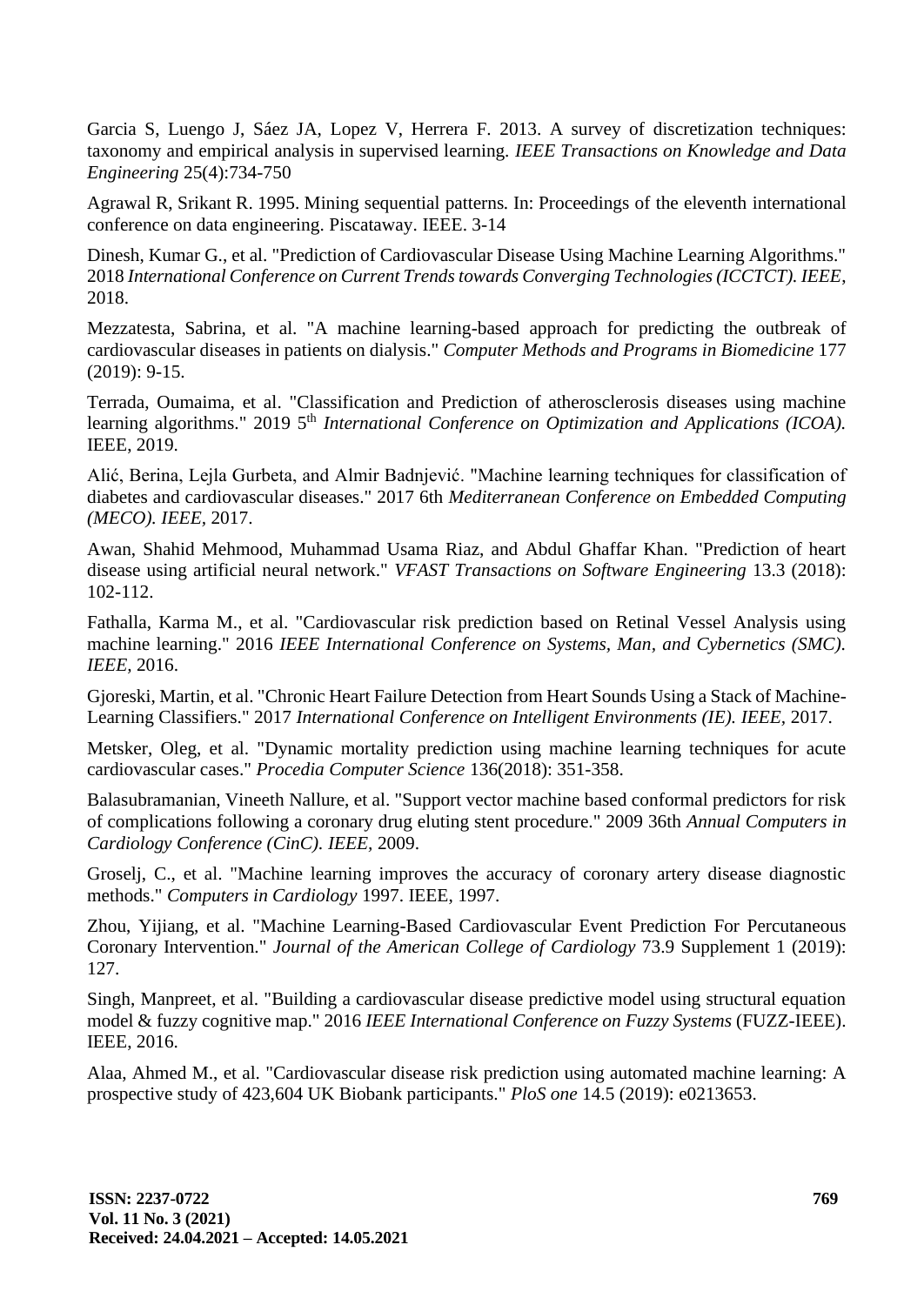Garcia S, Luengo J, Sáez JA, Lopez V, Herrera F. 2013. A survey of discretization techniques: taxonomy and empirical analysis in supervised learning. *IEEE Transactions on Knowledge and Data Engineering* 25(4):734-750

Agrawal R, Srikant R. 1995. Mining sequential patterns. In: Proceedings of the eleventh international conference on data engineering. Piscataway. IEEE. 3-14

Dinesh, Kumar G., et al. "Prediction of Cardiovascular Disease Using Machine Learning Algorithms." 2018 *International Conference on Current Trends towards Converging Technologies (ICCTCT). IEEE*, 2018.

Mezzatesta, Sabrina, et al. "A machine learning-based approach for predicting the outbreak of cardiovascular diseases in patients on dialysis." *Computer Methods and Programs in Biomedicine* 177 (2019): 9-15.

Terrada, Oumaima, et al. "Classification and Prediction of atherosclerosis diseases using machine learning algorithms." 2019 5th *International Conference on Optimization and Applications (ICOA).* IEEE, 2019.

Alić, Berina, Lejla Gurbeta, and Almir Badnjević. "Machine learning techniques for classification of diabetes and cardiovascular diseases." 2017 6th *Mediterranean Conference on Embedded Computing (MECO). IEEE*, 2017.

Awan, Shahid Mehmood, Muhammad Usama Riaz, and Abdul Ghaffar Khan. "Prediction of heart disease using artificial neural network." *VFAST Transactions on Software Engineering* 13.3 (2018): 102-112.

Fathalla, Karma M., et al. "Cardiovascular risk prediction based on Retinal Vessel Analysis using machine learning." 2016 *IEEE International Conference on Systems, Man, and Cybernetics (SMC). IEEE*, 2016.

Gjoreski, Martin, et al. "Chronic Heart Failure Detection from Heart Sounds Using a Stack of Machine-Learning Classifiers." 2017 *International Conference on Intelligent Environments (IE). IEEE*, 2017.

Metsker, Oleg, et al. "Dynamic mortality prediction using machine learning techniques for acute cardiovascular cases." *Procedia Computer Science* 136(2018): 351-358.

Balasubramanian, Vineeth Nallure, et al. "Support vector machine based conformal predictors for risk of complications following a coronary drug eluting stent procedure." 2009 36th *Annual Computers in Cardiology Conference (CinC). IEEE*, 2009.

Groselj, C., et al. "Machine learning improves the accuracy of coronary artery disease diagnostic methods." *Computers in Cardiology* 1997. IEEE, 1997.

Zhou, Yijiang, et al. "Machine Learning-Based Cardiovascular Event Prediction For Percutaneous Coronary Intervention." *Journal of the American College of Cardiology* 73.9 Supplement 1 (2019): 127.

Singh, Manpreet, et al. "Building a cardiovascular disease predictive model using structural equation model & fuzzy cognitive map." 2016 *IEEE International Conference on Fuzzy Systems* (FUZZ-IEEE). IEEE, 2016.

Alaa, Ahmed M., et al. "Cardiovascular disease risk prediction using automated machine learning: A prospective study of 423,604 UK Biobank participants." *PloS one* 14.5 (2019): e0213653.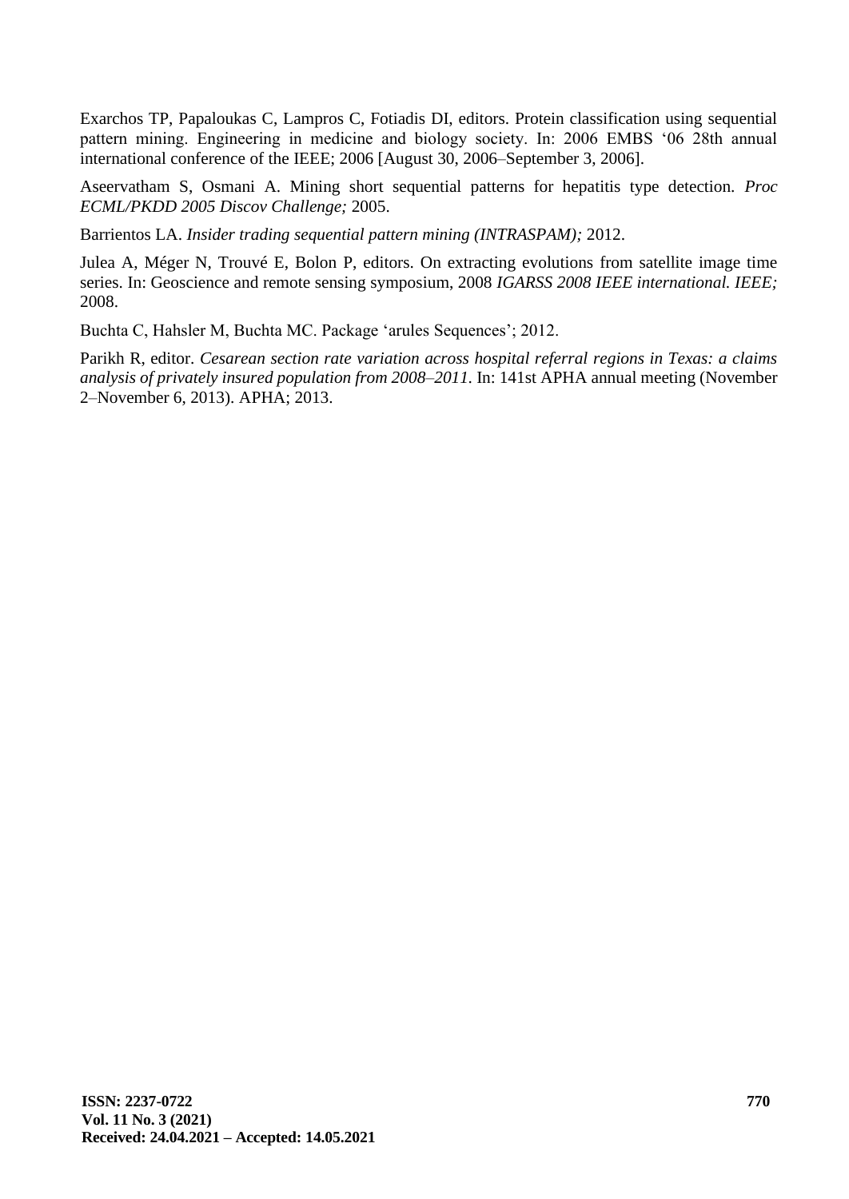Exarchos TP, Papaloukas C, Lampros C, Fotiadis DI, editors. Protein classification using sequential pattern mining. Engineering in medicine and biology society. In: 2006 EMBS ‘06 28th annual international conference of the IEEE; 2006 [August 30, 2006–September 3, 2006].

Aseervatham S, Osmani A. Mining short sequential patterns for hepatitis type detection. *Proc ECML/PKDD 2005 Discov Challenge;* 2005.

Barrientos LA. *Insider trading sequential pattern mining (INTRASPAM);* 2012.

Julea A, Méger N, Trouvé E, Bolon P, editors. On extracting evolutions from satellite image time series. In: Geoscience and remote sensing symposium, 2008 *IGARSS 2008 IEEE international. IEEE;* 2008.

Buchta C, Hahsler M, Buchta MC. Package ‘arules Sequences’; 2012.

Parikh R, editor. *Cesarean section rate variation across hospital referral regions in Texas: a claims analysis of privately insured population from 2008–2011.* In: 141st APHA annual meeting (November 2–November 6, 2013). APHA; 2013.